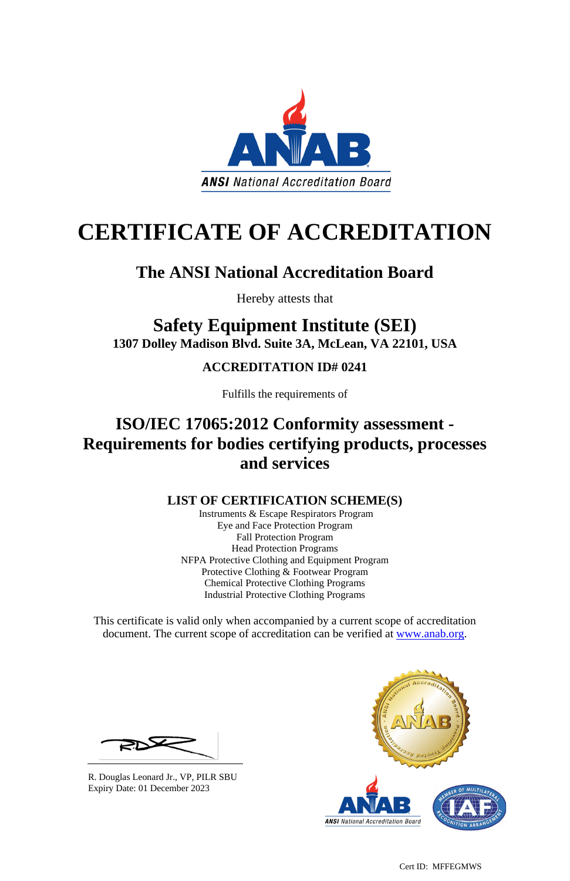ANSI National Accreditation Board

# CERTIFICATE OF ACCREDITATION

## The ANSI National Accreditation Board

Hereby attests that

## Safety Equipment Institute (SEI)

**1307 Dolley Madison Blvd. Suite 3A, McLean, VA 22101, USA**

**ACCREDITATION ID# 0241**

Fulfills the requirements of

## ISO/IEC 17065:2012 Conformity assessment - Requirements for bodies certifying products, processes and services

### LIST OF CERTIFICATION SCHEME(S)

Instruments & Escape Respirators Program
Eye and Face Protection Program
Fall Protection Program
Head Protection Programs
NFPA Protective Clothing and Equipment Program
Protective Clothing & Footwear Program
Chemical Protective Clothing Programs
Industrial Protective Clothing Programs

This certificate is valid only when accompanied by a current scope of accreditation document. The current scope of accreditation can be verified at www.anab.org.

R. Douglas Leonard Jr., VP, PILR SBU
Expiry Date: 01 December 2023

Cert ID: MFFEGMWS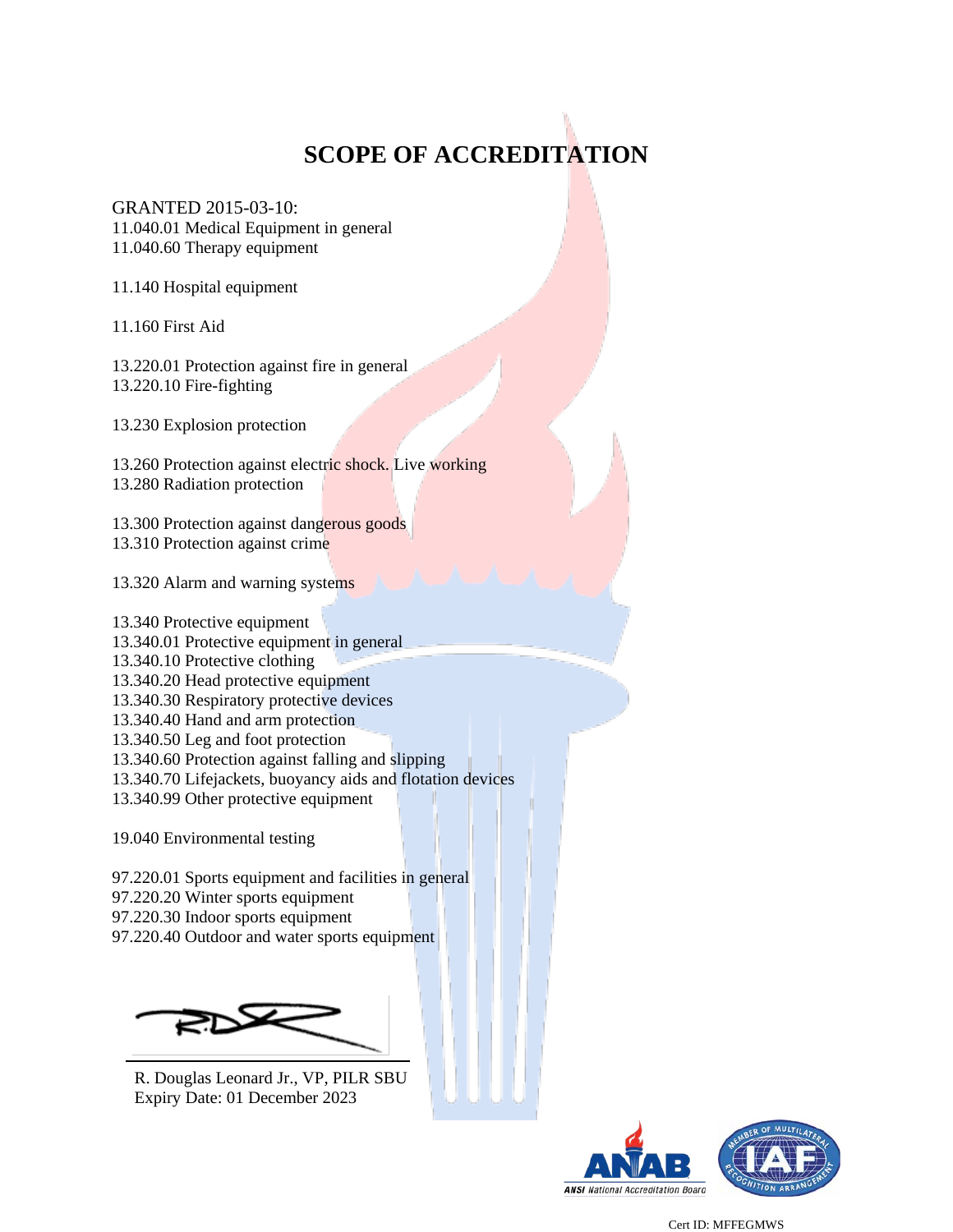# SCOPE OF ACCREDITATION

GRANTED 2015-03-10:
11.040.01 Medical Equipment in general
11.040.60 Therapy equipment

11.140 Hospital equipment

11.160 First Aid

13.220.01 Protection against fire in general
13.220.10 Fire-fighting

13.230 Explosion protection

13.260 Protection against electric shock. Live working
13.280 Radiation protection

13.300 Protection against dangerous goods
13.310 Protection against crime

13.320 Alarm and warning systems

13.340 Protective equipment
13.340.01 Protective equipment in general
13.340.10 Protective clothing
13.340.20 Head protective equipment
13.340.30 Respiratory protective devices
13.340.40 Hand and arm protection
13.340.50 Leg and foot protection
13.340.60 Protection against falling and slipping
13.340.70 Lifejackets, buoyancy aids and flotation devices
13.340.99 Other protective equipment

19.040 Environmental testing

97.220.01 Sports equipment and facilities in general
97.220.20 Winter sports equipment
97.220.30 Indoor sports equipment
97.220.40 Outdoor and water sports equipment

R. Douglas Leonard Jr., VP, PILR SBU
Expiry Date: 01 December 2023

Cert ID: MFFEGMWS